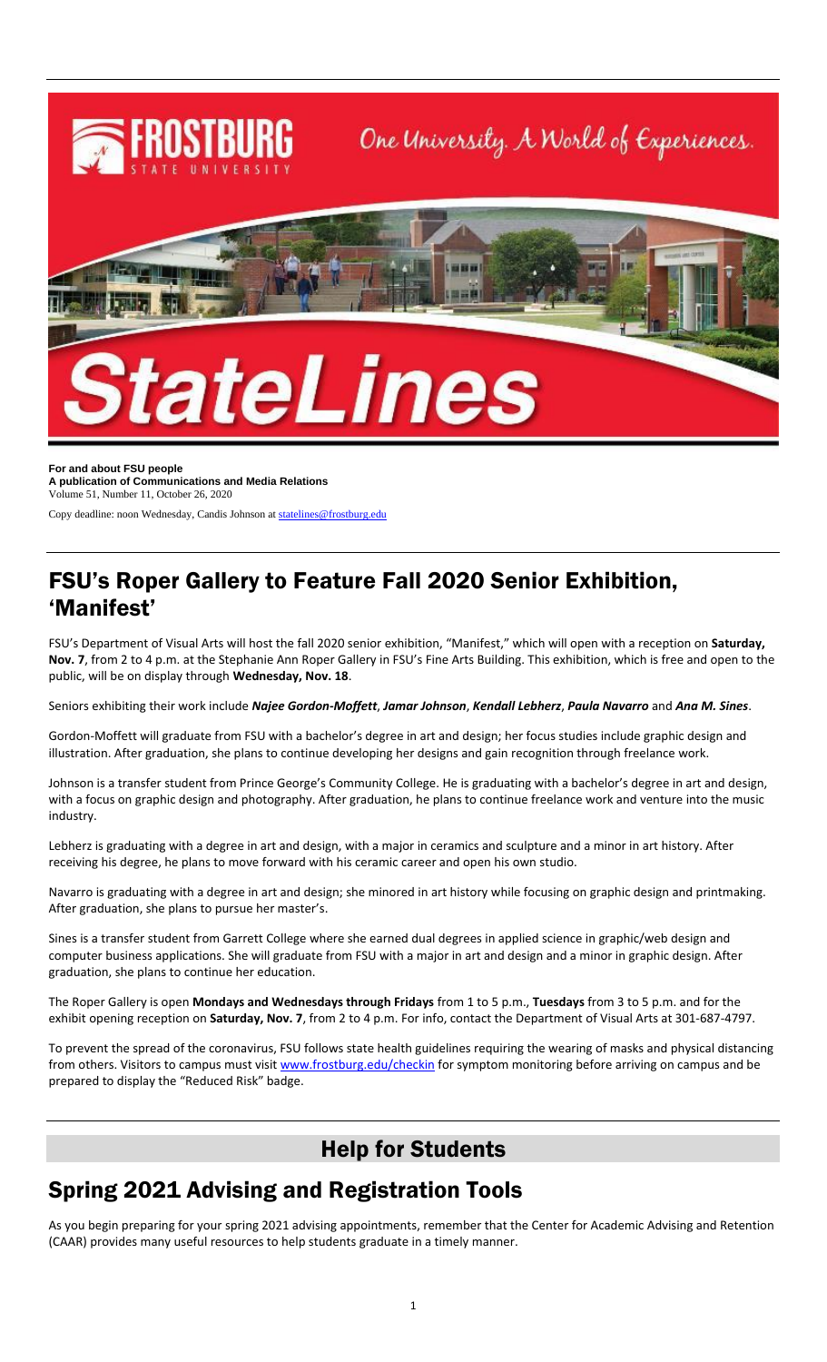**For and about FSU people**
**A publication of Communications and Media Relations**
Volume 51, Number 11, October 26, 2020

Copy deadline: noon Wednesday, Candis Johnson at statelines@frostburg.edu

# FSU's Roper Gallery to Feature Fall 2020 Senior Exhibition, 'Manifest'

FSU's Department of Visual Arts will host the fall 2020 senior exhibition, "Manifest," which will open with a reception on **Saturday, Nov. 7**, from 2 to 4 p.m. at the Stephanie Ann Roper Gallery in FSU's Fine Arts Building. This exhibition, which is free and open to the public, will be on display through **Wednesday, Nov. 18**.

Seniors exhibiting their work include ***Najee Gordon-Moffett***, ***Jamar Johnson***, ***Kendall Lebherz***, ***Paula Navarro*** and ***Ana M. Sines***.

Gordon-Moffett will graduate from FSU with a bachelor's degree in art and design; her focus studies include graphic design and illustration. After graduation, she plans to continue developing her designs and gain recognition through freelance work.

Johnson is a transfer student from Prince George's Community College. He is graduating with a bachelor's degree in art and design, with a focus on graphic design and photography. After graduation, he plans to continue freelance work and venture into the music industry.

Lebherz is graduating with a degree in art and design, with a major in ceramics and sculpture and a minor in art history. After receiving his degree, he plans to move forward with his ceramic career and open his own studio.

Navarro is graduating with a degree in art and design; she minored in art history while focusing on graphic design and printmaking. After graduation, she plans to pursue her master's.

Sines is a transfer student from Garrett College where she earned dual degrees in applied science in graphic/web design and computer business applications. She will graduate from FSU with a major in art and design and a minor in graphic design. After graduation, she plans to continue her education.

The Roper Gallery is open **Mondays and Wednesdays through Fridays** from 1 to 5 p.m., **Tuesdays** from 3 to 5 p.m. and for the exhibit opening reception on **Saturday, Nov. 7**, from 2 to 4 p.m. For info, contact the Department of Visual Arts at 301-687-4797.

To prevent the spread of the coronavirus, FSU follows state health guidelines requiring the wearing of masks and physical distancing from others. Visitors to campus must visit www.frostburg.edu/checkin for symptom monitoring before arriving on campus and be prepared to display the "Reduced Risk" badge.

## Help for Students

# Spring 2021 Advising and Registration Tools

As you begin preparing for your spring 2021 advising appointments, remember that the Center for Academic Advising and Retention (CAAR) provides many useful resources to help students graduate in a timely manner.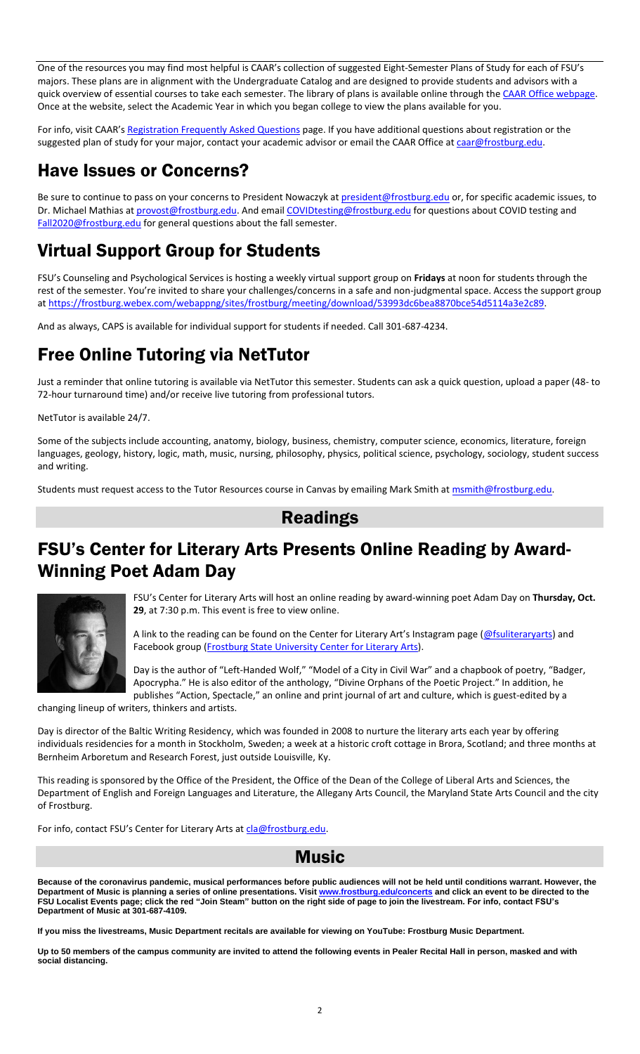One of the resources you may find most helpful is CAAR's collection of suggested Eight-Semester Plans of Study for each of FSU's majors. These plans are in alignment with the Undergraduate Catalog and are designed to provide students and advisors with a quick overview of essential courses to take each semester. The library of plans is available online through the CAAR Office webpage. Once at the website, select the Academic Year in which you began college to view the plans available for you.

For info, visit CAAR's Registration Frequently Asked Questions page. If you have additional questions about registration or the suggested plan of study for your major, contact your academic advisor or email the CAAR Office at caar@frostburg.edu.

## Have Issues or Concerns?

Be sure to continue to pass on your concerns to President Nowaczyk at president@frostburg.edu or, for specific academic issues, to Dr. Michael Mathias at provost@frostburg.edu. And email COVIDtesting@frostburg.edu for questions about COVID testing and Fall2020@frostburg.edu for general questions about the fall semester.

## Virtual Support Group for Students

FSU's Counseling and Psychological Services is hosting a weekly virtual support group on **Fridays** at noon for students through the rest of the semester. You're invited to share your challenges/concerns in a safe and non-judgmental space. Access the support group at https://frostburg.webex.com/webappng/sites/frostburg/meeting/download/53993dc6bea8870bce54d5114a3e2c89.

And as always, CAPS is available for individual support for students if needed. Call 301-687-4234.

## Free Online Tutoring via NetTutor

Just a reminder that online tutoring is available via NetTutor this semester. Students can ask a quick question, upload a paper (48- to 72-hour turnaround time) and/or receive live tutoring from professional tutors.

NetTutor is available 24/7.

Some of the subjects include accounting, anatomy, biology, business, chemistry, computer science, economics, literature, foreign languages, geology, history, logic, math, music, nursing, philosophy, physics, political science, psychology, sociology, student success and writing.

Students must request access to the Tutor Resources course in Canvas by emailing Mark Smith at msmith@frostburg.edu.

# Readings

## FSU's Center for Literary Arts Presents Online Reading by Award-Winning Poet Adam Day

FSU's Center for Literary Arts will host an online reading by award-winning poet Adam Day on **Thursday, Oct. 29**, at 7:30 p.m. This event is free to view online.

A link to the reading can be found on the Center for Literary Art's Instagram page (@fsuliteraryarts) and Facebook group (Frostburg State University Center for Literary Arts).

Day is the author of "Left-Handed Wolf," "Model of a City in Civil War" and a chapbook of poetry, "Badger, Apocrypha." He is also editor of the anthology, "Divine Orphans of the Poetic Project." In addition, he publishes "Action, Spectacle," an online and print journal of art and culture, which is guest-edited by a changing lineup of writers, thinkers and artists.

Day is director of the Baltic Writing Residency, which was founded in 2008 to nurture the literary arts each year by offering individuals residencies for a month in Stockholm, Sweden; a week at a historic croft cottage in Brora, Scotland; and three months at Bernheim Arboretum and Research Forest, just outside Louisville, Ky.

This reading is sponsored by the Office of the President, the Office of the Dean of the College of Liberal Arts and Sciences, the Department of English and Foreign Languages and Literature, the Allegany Arts Council, the Maryland State Arts Council and the city of Frostburg.

For info, contact FSU's Center for Literary Arts at cla@frostburg.edu.

# Music

**Because of the coronavirus pandemic, musical performances before public audiences will not be held until conditions warrant. However, the Department of Music is planning a series of online presentations. Visit www.frostburg.edu/concerts and click an event to be directed to the FSU Localist Events page; click the red "Join Steam" button on the right side of page to join the livestream. For info, contact FSU's Department of Music at 301-687-4109.**

**If you miss the livestreams, Music Department recitals are available for viewing on YouTube: Frostburg Music Department.**

**Up to 50 members of the campus community are invited to attend the following events in Pealer Recital Hall in person, masked and with social distancing.**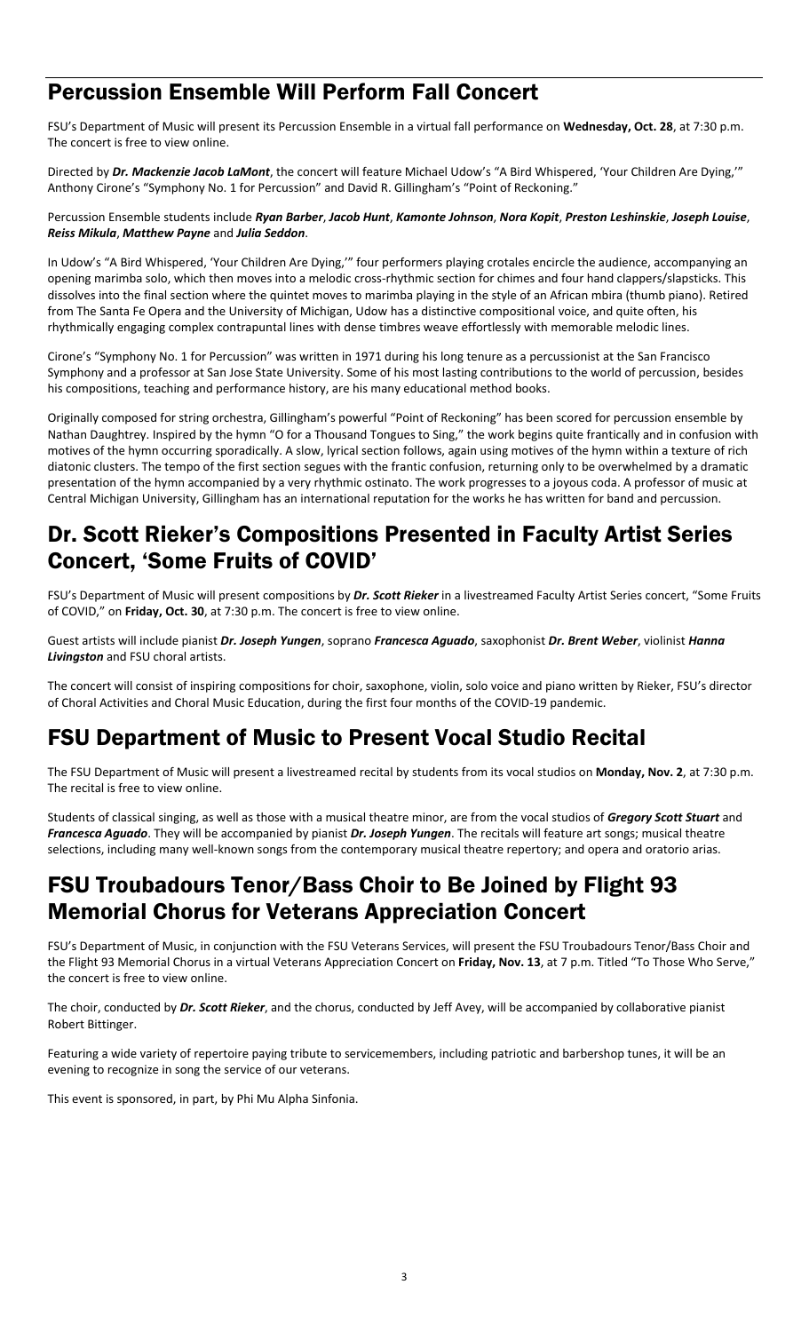## Percussion Ensemble Will Perform Fall Concert

FSU's Department of Music will present its Percussion Ensemble in a virtual fall performance on **Wednesday, Oct. 28**, at 7:30 p.m. The concert is free to view online.

Directed by ***Dr. Mackenzie Jacob LaMont***, the concert will feature Michael Udow's "A Bird Whispered, 'Your Children Are Dying,'" Anthony Cirone's "Symphony No. 1 for Percussion" and David R. Gillingham's "Point of Reckoning."

Percussion Ensemble students include ***Ryan Barber***, ***Jacob Hunt***, ***Kamonte Johnson***, ***Nora Kopit***, ***Preston Leshinskie***, ***Joseph Louise***, ***Reiss Mikula***, ***Matthew Payne*** and ***Julia Seddon***.

In Udow's "A Bird Whispered, 'Your Children Are Dying,'" four performers playing crotales encircle the audience, accompanying an opening marimba solo, which then moves into a melodic cross-rhythmic section for chimes and four hand clappers/slapsticks. This dissolves into the final section where the quintet moves to marimba playing in the style of an African mbira (thumb piano). Retired from The Santa Fe Opera and the University of Michigan, Udow has a distinctive compositional voice, and quite often, his rhythmically engaging complex contrapuntal lines with dense timbres weave effortlessly with memorable melodic lines.

Cirone's "Symphony No. 1 for Percussion" was written in 1971 during his long tenure as a percussionist at the San Francisco Symphony and a professor at San Jose State University. Some of his most lasting contributions to the world of percussion, besides his compositions, teaching and performance history, are his many educational method books.

Originally composed for string orchestra, Gillingham's powerful "Point of Reckoning" has been scored for percussion ensemble by Nathan Daughtrey. Inspired by the hymn "O for a Thousand Tongues to Sing," the work begins quite frantically and in confusion with motives of the hymn occurring sporadically. A slow, lyrical section follows, again using motives of the hymn within a texture of rich diatonic clusters. The tempo of the first section segues with the frantic confusion, returning only to be overwhelmed by a dramatic presentation of the hymn accompanied by a very rhythmic ostinato. The work progresses to a joyous coda. A professor of music at Central Michigan University, Gillingham has an international reputation for the works he has written for band and percussion.

## Dr. Scott Rieker's Compositions Presented in Faculty Artist Series Concert, 'Some Fruits of COVID'

FSU's Department of Music will present compositions by ***Dr. Scott Rieker*** in a livestreamed Faculty Artist Series concert, "Some Fruits of COVID," on **Friday, Oct. 30**, at 7:30 p.m. The concert is free to view online.

Guest artists will include pianist ***Dr. Joseph Yungen***, soprano ***Francesca Aguado***, saxophonist ***Dr. Brent Weber***, violinist ***Hanna Livingston*** and FSU choral artists.

The concert will consist of inspiring compositions for choir, saxophone, violin, solo voice and piano written by Rieker, FSU's director of Choral Activities and Choral Music Education, during the first four months of the COVID-19 pandemic.

## FSU Department of Music to Present Vocal Studio Recital

The FSU Department of Music will present a livestreamed recital by students from its vocal studios on **Monday, Nov. 2**, at 7:30 p.m. The recital is free to view online.

Students of classical singing, as well as those with a musical theatre minor, are from the vocal studios of ***Gregory Scott Stuart*** and ***Francesca Aguado***. They will be accompanied by pianist ***Dr. Joseph Yungen***. The recitals will feature art songs; musical theatre selections, including many well-known songs from the contemporary musical theatre repertory; and opera and oratorio arias.

## FSU Troubadours Tenor/Bass Choir to Be Joined by Flight 93 Memorial Chorus for Veterans Appreciation Concert

FSU's Department of Music, in conjunction with the FSU Veterans Services, will present the FSU Troubadours Tenor/Bass Choir and the Flight 93 Memorial Chorus in a virtual Veterans Appreciation Concert on **Friday, Nov. 13**, at 7 p.m. Titled "To Those Who Serve," the concert is free to view online.

The choir, conducted by ***Dr. Scott Rieker***, and the chorus, conducted by Jeff Avey, will be accompanied by collaborative pianist Robert Bittinger.

Featuring a wide variety of repertoire paying tribute to servicemembers, including patriotic and barbershop tunes, it will be an evening to recognize in song the service of our veterans.

This event is sponsored, in part, by Phi Mu Alpha Sinfonia.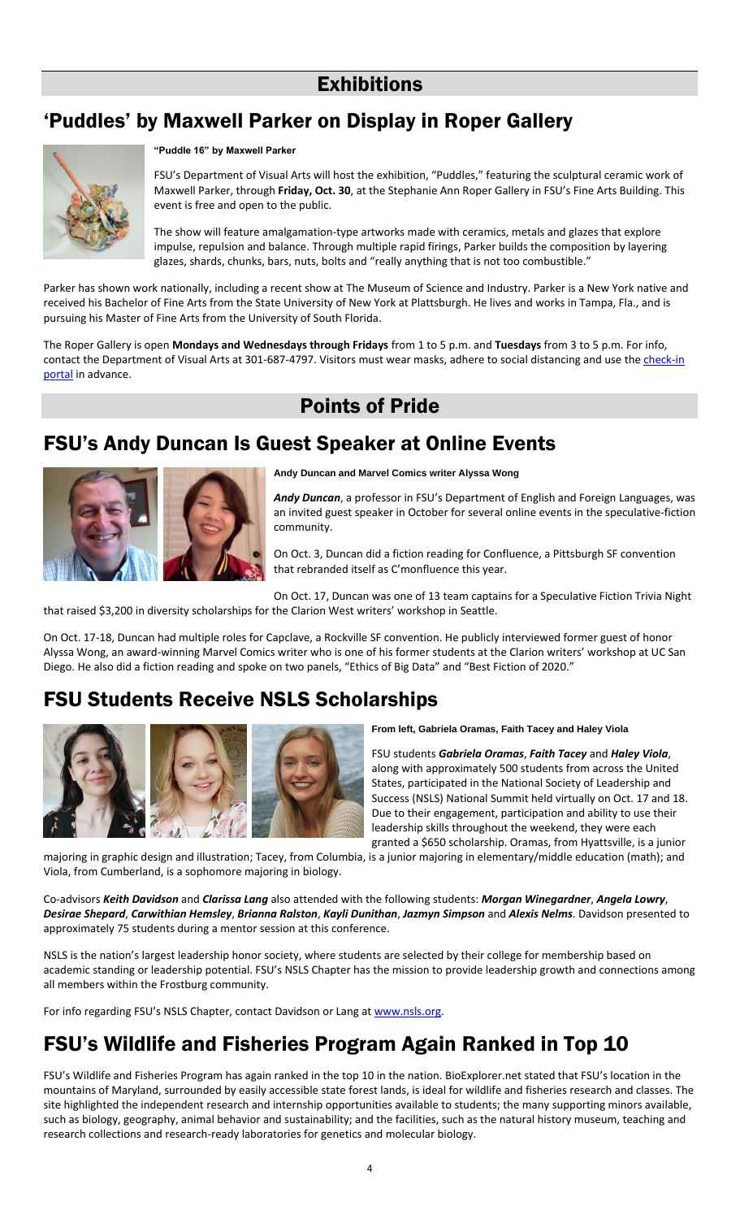# Exhibitions

## 'Puddles' by Maxwell Parker on Display in Roper Gallery

**"Puddle 16" by Maxwell Parker**

FSU's Department of Visual Arts will host the exhibition, "Puddles," featuring the sculptural ceramic work of Maxwell Parker, through **Friday, Oct. 30**, at the Stephanie Ann Roper Gallery in FSU's Fine Arts Building. This event is free and open to the public.

The show will feature amalgamation-type artworks made with ceramics, metals and glazes that explore impulse, repulsion and balance. Through multiple rapid firings, Parker builds the composition by layering glazes, shards, chunks, bars, nuts, bolts and "really anything that is not too combustible."

Parker has shown work nationally, including a recent show at The Museum of Science and Industry. Parker is a New York native and received his Bachelor of Fine Arts from the State University of New York at Plattsburgh. He lives and works in Tampa, Fla., and is pursuing his Master of Fine Arts from the University of South Florida.

The Roper Gallery is open **Mondays and Wednesdays through Fridays** from 1 to 5 p.m. and **Tuesdays** from 3 to 5 p.m. For info, contact the Department of Visual Arts at 301-687-4797. Visitors must wear masks, adhere to social distancing and use the check-in portal in advance.

# Points of Pride

## FSU's Andy Duncan Is Guest Speaker at Online Events

**Andy Duncan and Marvel Comics writer Alyssa Wong**

***Andy Duncan***, a professor in FSU's Department of English and Foreign Languages, was an invited guest speaker in October for several online events in the speculative-fiction community.

On Oct. 3, Duncan did a fiction reading for Confluence, a Pittsburgh SF convention that rebranded itself as C'monfluence this year.

On Oct. 17, Duncan was one of 13 team captains for a Speculative Fiction Trivia Night that raised $3,200 in diversity scholarships for the Clarion West writers' workshop in Seattle.

On Oct. 17-18, Duncan had multiple roles for Capclave, a Rockville SF convention. He publicly interviewed former guest of honor Alyssa Wong, an award-winning Marvel Comics writer who is one of his former students at the Clarion writers' workshop at UC San Diego. He also did a fiction reading and spoke on two panels, "Ethics of Big Data" and "Best Fiction of 2020."

## FSU Students Receive NSLS Scholarships

**From left, Gabriela Oramas, Faith Tacey and Haley Viola**

FSU students ***Gabriela Oramas***, ***Faith Tacey*** and ***Haley Viola***, along with approximately 500 students from across the United States, participated in the National Society of Leadership and Success (NSLS) National Summit held virtually on Oct. 17 and 18. Due to their engagement, participation and ability to use their leadership skills throughout the weekend, they were each granted a $650 scholarship. Oramas, from Hyattsville, is a junior majoring in graphic design and illustration; Tacey, from Columbia, is a junior majoring in elementary/middle education (math); and Viola, from Cumberland, is a sophomore majoring in biology.

Co-advisors ***Keith Davidson*** and ***Clarissa Lang*** also attended with the following students: ***Morgan Winegardner***, ***Angela Lowry***, ***Desirae Shepard***, ***Carwithian Hemsley***, ***Brianna Ralston***, ***Kayli Dunithan***, ***Jazmyn Simpson*** and ***Alexis Nelms***. Davidson presented to approximately 75 students during a mentor session at this conference.

NSLS is the nation's largest leadership honor society, where students are selected by their college for membership based on academic standing or leadership potential. FSU's NSLS Chapter has the mission to provide leadership growth and connections among all members within the Frostburg community.

For info regarding FSU's NSLS Chapter, contact Davidson or Lang at www.nsls.org.

## FSU's Wildlife and Fisheries Program Again Ranked in Top 10

FSU's Wildlife and Fisheries Program has again ranked in the top 10 in the nation. BioExplorer.net stated that FSU's location in the mountains of Maryland, surrounded by easily accessible state forest lands, is ideal for wildlife and fisheries research and classes. The site highlighted the independent research and internship opportunities available to students; the many supporting minors available, such as biology, geography, animal behavior and sustainability; and the facilities, such as the natural history museum, teaching and research collections and research-ready laboratories for genetics and molecular biology.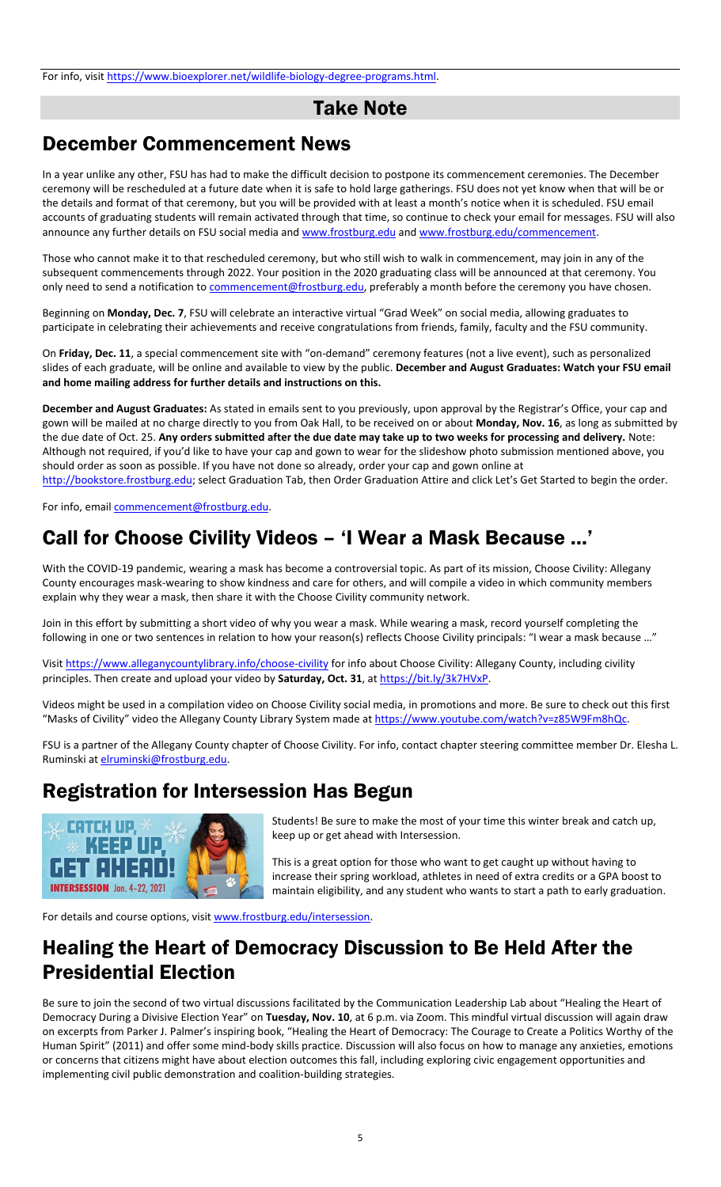For info, visit https://www.bioexplorer.net/wildlife-biology-degree-programs.html.

# Take Note

## December Commencement News

In a year unlike any other, FSU has had to make the difficult decision to postpone its commencement ceremonies. The December ceremony will be rescheduled at a future date when it is safe to hold large gatherings. FSU does not yet know when that will be or the details and format of that ceremony, but you will be provided with at least a month's notice when it is scheduled. FSU email accounts of graduating students will remain activated through that time, so continue to check your email for messages. FSU will also announce any further details on FSU social media and www.frostburg.edu and www.frostburg.edu/commencement.

Those who cannot make it to that rescheduled ceremony, but who still wish to walk in commencement, may join in any of the subsequent commencements through 2022. Your position in the 2020 graduating class will be announced at that ceremony. You only need to send a notification to commencement@frostburg.edu, preferably a month before the ceremony you have chosen.

Beginning on **Monday, Dec. 7**, FSU will celebrate an interactive virtual "Grad Week" on social media, allowing graduates to participate in celebrating their achievements and receive congratulations from friends, family, faculty and the FSU community.

On **Friday, Dec. 11**, a special commencement site with "on-demand" ceremony features (not a live event), such as personalized slides of each graduate, will be online and available to view by the public. **December and August Graduates: Watch your FSU email and home mailing address for further details and instructions on this.**

**December and August Graduates:** As stated in emails sent to you previously, upon approval by the Registrar's Office, your cap and gown will be mailed at no charge directly to you from Oak Hall, to be received on or about **Monday, Nov. 16**, as long as submitted by the due date of Oct. 25. **Any orders submitted after the due date may take up to two weeks for processing and delivery.** Note: Although not required, if you'd like to have your cap and gown to wear for the slideshow photo submission mentioned above, you should order as soon as possible. If you have not done so already, order your cap and gown online at http://bookstore.frostburg.edu; select Graduation Tab, then Order Graduation Attire and click Let's Get Started to begin the order.

For info, email commencement@frostburg.edu.

## Call for Choose Civility Videos – 'I Wear a Mask Because …'

With the COVID-19 pandemic, wearing a mask has become a controversial topic. As part of its mission, Choose Civility: Allegany County encourages mask-wearing to show kindness and care for others, and will compile a video in which community members explain why they wear a mask, then share it with the Choose Civility community network.

Join in this effort by submitting a short video of why you wear a mask. While wearing a mask, record yourself completing the following in one or two sentences in relation to how your reason(s) reflects Choose Civility principals: "I wear a mask because …"

Visit https://www.alleganycountylibrary.info/choose-civility for info about Choose Civility: Allegany County, including civility principles. Then create and upload your video by **Saturday, Oct. 31**, at https://bit.ly/3k7HVxP.

Videos might be used in a compilation video on Choose Civility social media, in promotions and more. Be sure to check out this first "Masks of Civility" video the Allegany County Library System made at https://www.youtube.com/watch?v=z85W9Fm8hQc.

FSU is a partner of the Allegany County chapter of Choose Civility. For info, contact chapter steering committee member Dr. Elesha L. Ruminski at elruminski@frostburg.edu.

## Registration for Intersession Has Begun

CATCH UP, KEEP UP, GET AHEAD! INTERSESSION Jan. 4-22, 2021

Students! Be sure to make the most of your time this winter break and catch up, keep up or get ahead with Intersession.

This is a great option for those who want to get caught up without having to increase their spring workload, athletes in need of extra credits or a GPA boost to maintain eligibility, and any student who wants to start a path to early graduation.

For details and course options, visit www.frostburg.edu/intersession.

## Healing the Heart of Democracy Discussion to Be Held After the Presidential Election

Be sure to join the second of two virtual discussions facilitated by the Communication Leadership Lab about "Healing the Heart of Democracy During a Divisive Election Year" on **Tuesday, Nov. 10**, at 6 p.m. via Zoom. This mindful virtual discussion will again draw on excerpts from Parker J. Palmer's inspiring book, "Healing the Heart of Democracy: The Courage to Create a Politics Worthy of the Human Spirit" (2011) and offer some mind-body skills practice. Discussion will also focus on how to manage any anxieties, emotions or concerns that citizens might have about election outcomes this fall, including exploring civic engagement opportunities and implementing civil public demonstration and coalition-building strategies.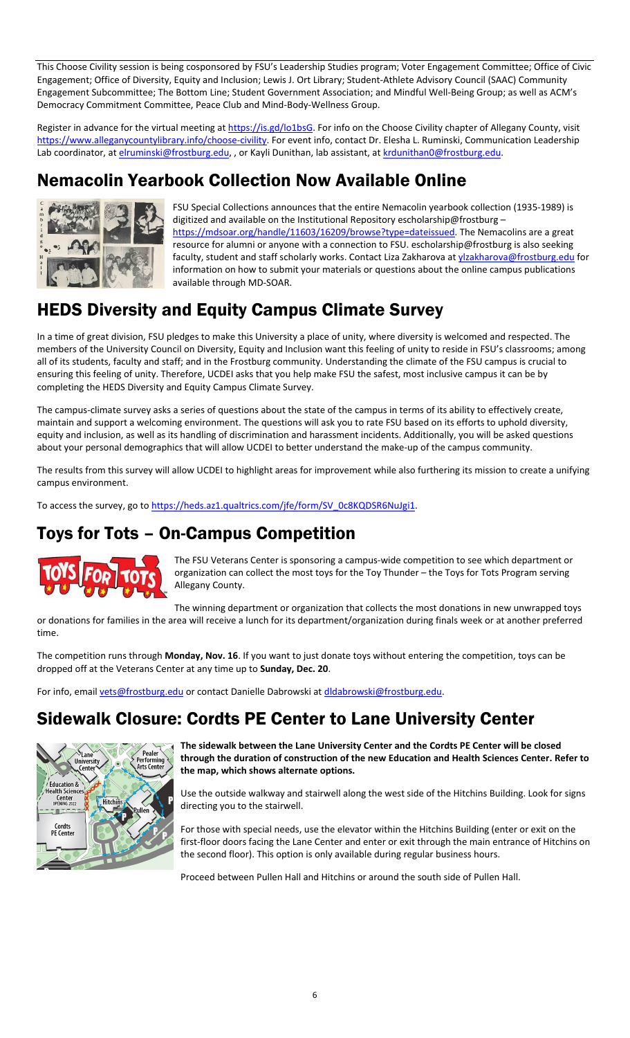This Choose Civility session is being cosponsored by FSU's Leadership Studies program; Voter Engagement Committee; Office of Civic Engagement; Office of Diversity, Equity and Inclusion; Lewis J. Ort Library; Student-Athlete Advisory Council (SAAC) Community Engagement Subcommittee; The Bottom Line; Student Government Association; and Mindful Well-Being Group; as well as ACM's Democracy Commitment Committee, Peace Club and Mind-Body-Wellness Group.

Register in advance for the virtual meeting at https://is.gd/lo1bsG. For info on the Choose Civility chapter of Allegany County, visit https://www.alleganycountylibrary.info/choose-civility. For event info, contact Dr. Elesha L. Ruminski, Communication Leadership Lab coordinator, at elruminski@frostburg.edu, , or Kayli Dunithan, lab assistant, at krdunithan0@frostburg.edu.

## Nemacolin Yearbook Collection Now Available Online

FSU Special Collections announces that the entire Nemacolin yearbook collection (1935-1989) is digitized and available on the Institutional Repository escholarship@frostburg – https://mdsoar.org/handle/11603/16209/browse?type=dateissued. The Nemacolins are a great resource for alumni or anyone with a connection to FSU. escholarship@frostburg is also seeking faculty, student and staff scholarly works. Contact Liza Zakharova at ylzakharova@frostburg.edu for information on how to submit your materials or questions about the online campus publications available through MD-SOAR.

## HEDS Diversity and Equity Campus Climate Survey

In a time of great division, FSU pledges to make this University a place of unity, where diversity is welcomed and respected. The members of the University Council on Diversity, Equity and Inclusion want this feeling of unity to reside in FSU's classrooms; among all of its students, faculty and staff; and in the Frostburg community. Understanding the climate of the FSU campus is crucial to ensuring this feeling of unity. Therefore, UCDEI asks that you help make FSU the safest, most inclusive campus it can be by completing the HEDS Diversity and Equity Campus Climate Survey.

The campus-climate survey asks a series of questions about the state of the campus in terms of its ability to effectively create, maintain and support a welcoming environment. The questions will ask you to rate FSU based on its efforts to uphold diversity, equity and inclusion, as well as its handling of discrimination and harassment incidents. Additionally, you will be asked questions about your personal demographics that will allow UCDEI to better understand the make-up of the campus community.

The results from this survey will allow UCDEI to highlight areas for improvement while also furthering its mission to create a unifying campus environment.

To access the survey, go to https://heds.az1.qualtrics.com/jfe/form/SV_0c8KQDSR6NuJgi1.

## Toys for Tots – On-Campus Competition

The FSU Veterans Center is sponsoring a campus-wide competition to see which department or organization can collect the most toys for the Toy Thunder – the Toys for Tots Program serving Allegany County.

The winning department or organization that collects the most donations in new unwrapped toys or donations for families in the area will receive a lunch for its department/organization during finals week or at another preferred time.

The competition runs through **Monday, Nov. 16**. If you want to just donate toys without entering the competition, toys can be dropped off at the Veterans Center at any time up to **Sunday, Dec. 20**.

For info, email vets@frostburg.edu or contact Danielle Dabrowski at dldabrowski@frostburg.edu.

## Sidewalk Closure: Cordts PE Center to Lane University Center

**The sidewalk between the Lane University Center and the Cordts PE Center will be closed through the duration of construction of the new Education and Health Sciences Center. Refer to the map, which shows alternate options.**

Use the outside walkway and stairwell along the west side of the Hitchins Building. Look for signs directing you to the stairwell.

For those with special needs, use the elevator within the Hitchins Building (enter or exit on the first-floor doors facing the Lane Center and enter or exit through the main entrance of Hitchins on the second floor). This option is only available during regular business hours.

Proceed between Pullen Hall and Hitchins or around the south side of Pullen Hall.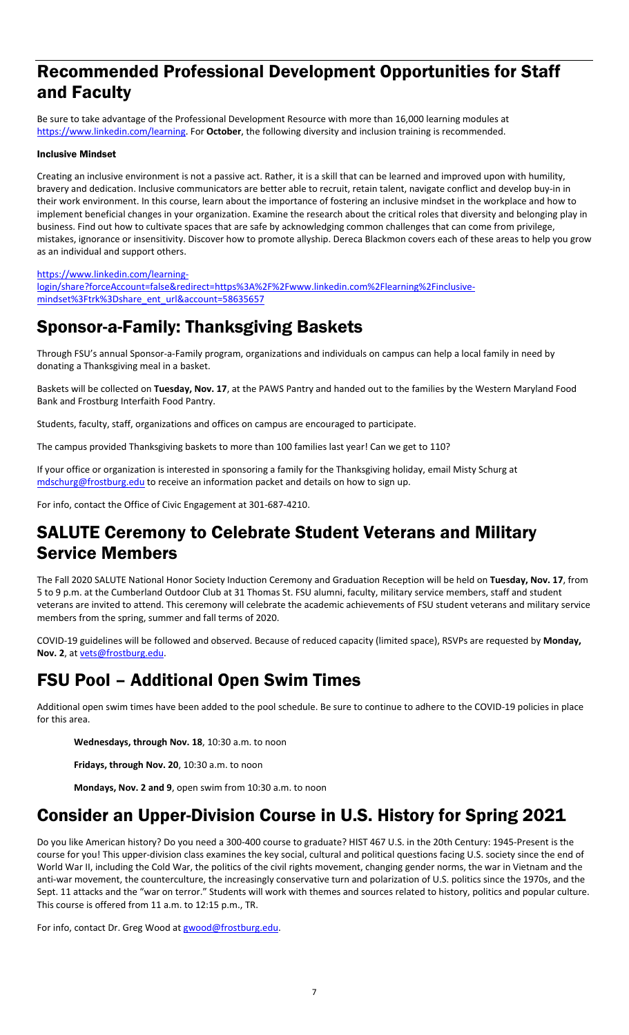# Recommended Professional Development Opportunities for Staff and Faculty

Be sure to take advantage of the Professional Development Resource with more than 16,000 learning modules at https://www.linkedin.com/learning. For **October**, the following diversity and inclusion training is recommended.

### Inclusive Mindset

Creating an inclusive environment is not a passive act. Rather, it is a skill that can be learned and improved upon with humility, bravery and dedication. Inclusive communicators are better able to recruit, retain talent, navigate conflict and develop buy-in in their work environment. In this course, learn about the importance of fostering an inclusive mindset in the workplace and how to implement beneficial changes in your organization. Examine the research about the critical roles that diversity and belonging play in business. Find out how to cultivate spaces that are safe by acknowledging common challenges that can come from privilege, mistakes, ignorance or insensitivity. Discover how to promote allyship. Dereca Blackmon covers each of these areas to help you grow as an individual and support others.

https://www.linkedin.com/learning-login/share?forceAccount=false&redirect=https%3A%2F%2Fwww.linkedin.com%2Flearning%2Finclusive-mindset%3Ftrk%3Dshare_ent_url&account=58635657

# Sponsor-a-Family: Thanksgiving Baskets

Through FSU's annual Sponsor-a-Family program, organizations and individuals on campus can help a local family in need by donating a Thanksgiving meal in a basket.

Baskets will be collected on **Tuesday, Nov. 17**, at the PAWS Pantry and handed out to the families by the Western Maryland Food Bank and Frostburg Interfaith Food Pantry.

Students, faculty, staff, organizations and offices on campus are encouraged to participate.

The campus provided Thanksgiving baskets to more than 100 families last year! Can we get to 110?

If your office or organization is interested in sponsoring a family for the Thanksgiving holiday, email Misty Schurg at mdschurg@frostburg.edu to receive an information packet and details on how to sign up.

For info, contact the Office of Civic Engagement at 301-687-4210.

# SALUTE Ceremony to Celebrate Student Veterans and Military Service Members

The Fall 2020 SALUTE National Honor Society Induction Ceremony and Graduation Reception will be held on **Tuesday, Nov. 17**, from 5 to 9 p.m. at the Cumberland Outdoor Club at 31 Thomas St. FSU alumni, faculty, military service members, staff and student veterans are invited to attend. This ceremony will celebrate the academic achievements of FSU student veterans and military service members from the spring, summer and fall terms of 2020.

COVID-19 guidelines will be followed and observed. Because of reduced capacity (limited space), RSVPs are requested by **Monday, Nov. 2**, at vets@frostburg.edu.

# FSU Pool – Additional Open Swim Times

Additional open swim times have been added to the pool schedule. Be sure to continue to adhere to the COVID-19 policies in place for this area.

**Wednesdays, through Nov. 18**, 10:30 a.m. to noon

**Fridays, through Nov. 20**, 10:30 a.m. to noon

**Mondays, Nov. 2 and 9**, open swim from 10:30 a.m. to noon

# Consider an Upper-Division Course in U.S. History for Spring 2021

Do you like American history? Do you need a 300-400 course to graduate? HIST 467 U.S. in the 20th Century: 1945-Present is the course for you! This upper-division class examines the key social, cultural and political questions facing U.S. society since the end of World War II, including the Cold War, the politics of the civil rights movement, changing gender norms, the war in Vietnam and the anti-war movement, the counterculture, the increasingly conservative turn and polarization of U.S. politics since the 1970s, and the Sept. 11 attacks and the "war on terror." Students will work with themes and sources related to history, politics and popular culture. This course is offered from 11 a.m. to 12:15 p.m., TR.

For info, contact Dr. Greg Wood at gwood@frostburg.edu.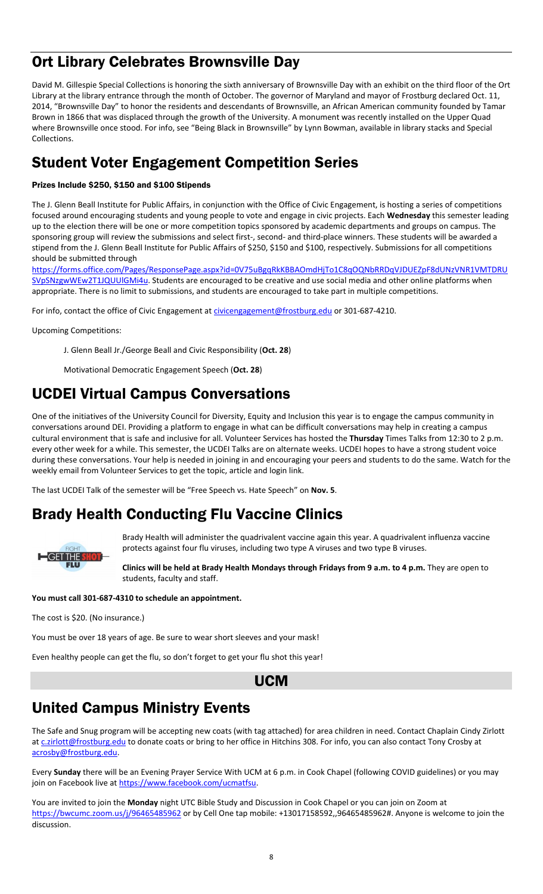## Ort Library Celebrates Brownsville Day

David M. Gillespie Special Collections is honoring the sixth anniversary of Brownsville Day with an exhibit on the third floor of the Ort Library at the library entrance through the month of October. The governor of Maryland and mayor of Frostburg declared Oct. 11, 2014, "Brownsville Day" to honor the residents and descendants of Brownsville, an African American community founded by Tamar Brown in 1866 that was displaced through the growth of the University. A monument was recently installed on the Upper Quad where Brownsville once stood. For info, see "Being Black in Brownsville" by Lynn Bowman, available in library stacks and Special Collections.

## Student Voter Engagement Competition Series

#### Prizes Include $250, $150 and $100 Stipends

The J. Glenn Beall Institute for Public Affairs, in conjunction with the Office of Civic Engagement, is hosting a series of competitions focused around encouraging students and young people to vote and engage in civic projects. Each **Wednesday** this semester leading up to the election there will be one or more competition topics sponsored by academic departments and groups on campus. The sponsoring group will review the submissions and select first-, second- and third-place winners. These students will be awarded a stipend from the J. Glenn Beall Institute for Public Affairs of $250, $150 and $100, respectively. Submissions for all competitions should be submitted through https://forms.office.com/Pages/ResponsePage.aspx?id=0V75uBgqRkKBBAOmdHjTo1C8qOQNbRRDqVJDUEZpF8dUNzVNR1VMTDRUSVpSNzgwWEw2T1JQUUlGMi4u. Students are encouraged to be creative and use social media and other online platforms when appropriate. There is no limit to submissions, and students are encouraged to take part in multiple competitions.

For info, contact the office of Civic Engagement at civicengagement@frostburg.edu or 301-687-4210.

Upcoming Competitions:

J. Glenn Beall Jr./George Beall and Civic Responsibility (**Oct. 28**)

Motivational Democratic Engagement Speech (**Oct. 28**)

## UCDEI Virtual Campus Conversations

One of the initiatives of the University Council for Diversity, Equity and Inclusion this year is to engage the campus community in conversations around DEI. Providing a platform to engage in what can be difficult conversations may help in creating a campus cultural environment that is safe and inclusive for all. Volunteer Services has hosted the **Thursday** Times Talks from 12:30 to 2 p.m. every other week for a while. This semester, the UCDEI Talks are on alternate weeks. UCDEI hopes to have a strong student voice during these conversations. Your help is needed in joining in and encouraging your peers and students to do the same. Watch for the weekly email from Volunteer Services to get the topic, article and login link.

The last UCDEI Talk of the semester will be "Free Speech vs. Hate Speech" on **Nov. 5**.

## Brady Health Conducting Flu Vaccine Clinics

Brady Health will administer the quadrivalent vaccine again this year. A quadrivalent influenza vaccine protects against four flu viruses, including two type A viruses and two type B viruses.

**Clinics will be held at Brady Health Mondays through Fridays from 9 a.m. to 4 p.m.** They are open to students, faculty and staff.

**You must call 301-687-4310 to schedule an appointment.**

The cost is $20. (No insurance.)

You must be over 18 years of age. Be sure to wear short sleeves and your mask!

Even healthy people can get the flu, so don't forget to get your flu shot this year!

# UCM

## United Campus Ministry Events

The Safe and Snug program will be accepting new coats (with tag attached) for area children in need. Contact Chaplain Cindy Zirlott at c.zirlott@frostburg.edu to donate coats or bring to her office in Hitchins 308. For info, you can also contact Tony Crosby at acrosby@frostburg.edu.

Every **Sunday** there will be an Evening Prayer Service With UCM at 6 p.m. in Cook Chapel (following COVID guidelines) or you may join on Facebook live at https://www.facebook.com/ucmatfsu.

You are invited to join the **Monday** night UTC Bible Study and Discussion in Cook Chapel or you can join on Zoom at https://bwcumc.zoom.us/j/96465485962 or by Cell One tap mobile: +13017158592,,96465485962#. Anyone is welcome to join the discussion.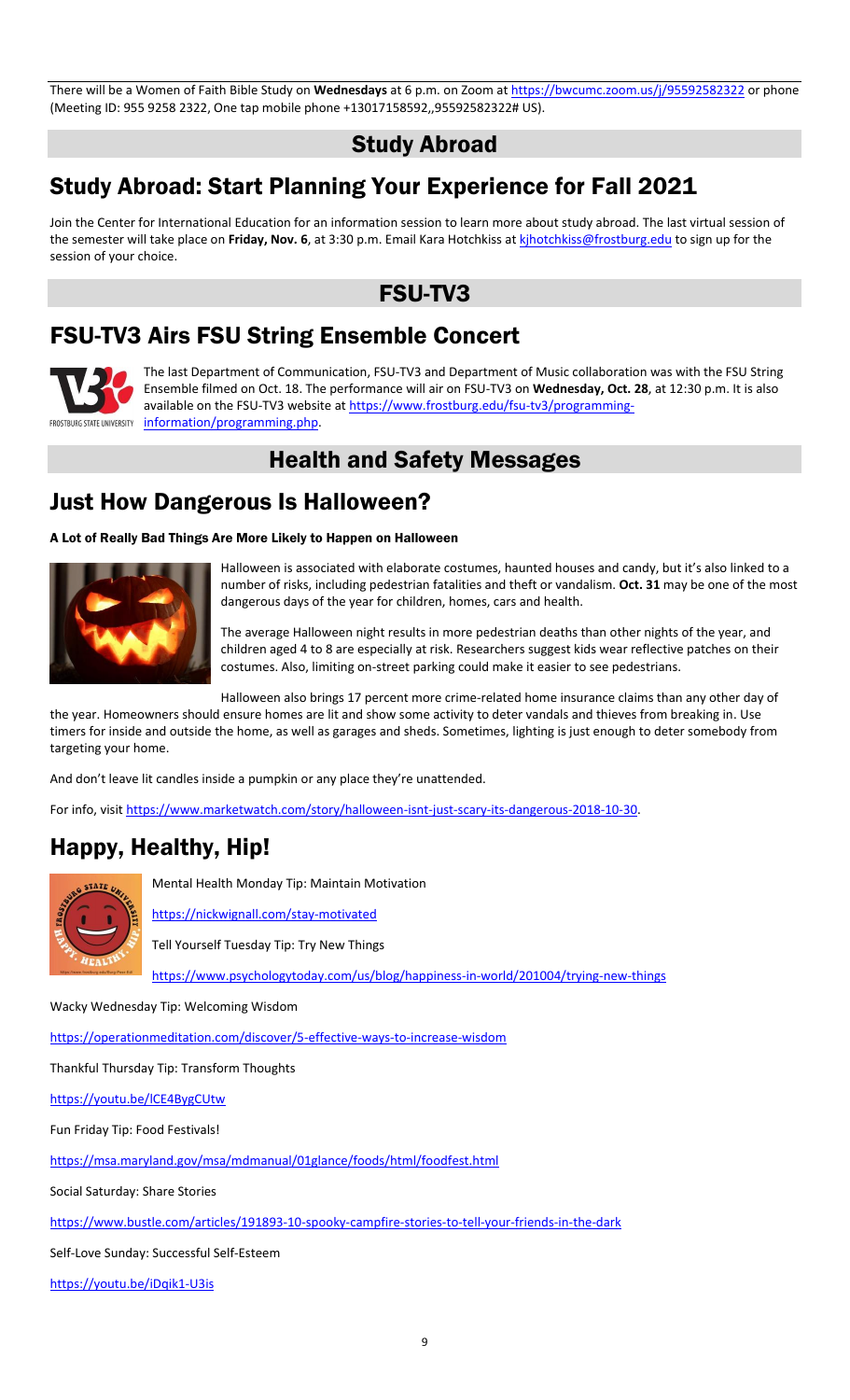There will be a Women of Faith Bible Study on **Wednesdays** at 6 p.m. on Zoom at https://bwcumc.zoom.us/j/95592582322 or phone (Meeting ID: 955 9258 2322, One tap mobile phone +13017158592,,95592582322# US).

# Study Abroad

## Study Abroad: Start Planning Your Experience for Fall 2021

Join the Center for International Education for an information session to learn more about study abroad. The last virtual session of the semester will take place on **Friday, Nov. 6**, at 3:30 p.m. Email Kara Hotchkiss at kjhotchkiss@frostburg.edu to sign up for the session of your choice.

# FSU-TV3

## FSU-TV3 Airs FSU String Ensemble Concert

The last Department of Communication, FSU-TV3 and Department of Music collaboration was with the FSU String Ensemble filmed on Oct. 18. The performance will air on FSU-TV3 on **Wednesday, Oct. 28**, at 12:30 p.m. It is also available on the FSU-TV3 website at https://www.frostburg.edu/fsu-tv3/programming-information/programming.php.

# Health and Safety Messages

## Just How Dangerous Is Halloween?

### A Lot of Really Bad Things Are More Likely to Happen on Halloween

Halloween is associated with elaborate costumes, haunted houses and candy, but it's also linked to a number of risks, including pedestrian fatalities and theft or vandalism. **Oct. 31** may be one of the most dangerous days of the year for children, homes, cars and health.

The average Halloween night results in more pedestrian deaths than other nights of the year, and children aged 4 to 8 are especially at risk. Researchers suggest kids wear reflective patches on their costumes. Also, limiting on-street parking could make it easier to see pedestrians.

Halloween also brings 17 percent more crime-related home insurance claims than any other day of the year. Homeowners should ensure homes are lit and show some activity to deter vandals and thieves from breaking in. Use timers for inside and outside the home, as well as garages and sheds. Sometimes, lighting is just enough to deter somebody from targeting your home.

And don't leave lit candles inside a pumpkin or any place they're unattended.

For info, visit https://www.marketwatch.com/story/halloween-isnt-just-scary-its-dangerous-2018-10-30.

## Happy, Healthy, Hip!

Mental Health Monday Tip: Maintain Motivation

https://nickwignall.com/stay-motivated

Tell Yourself Tuesday Tip: Try New Things

https://www.psychologytoday.com/us/blog/happiness-in-world/201004/trying-new-things

Wacky Wednesday Tip: Welcoming Wisdom

https://operationmeditation.com/discover/5-effective-ways-to-increase-wisdom

Thankful Thursday Tip: Transform Thoughts

https://youtu.be/lCE4BygCUtw

Fun Friday Tip: Food Festivals!

https://msa.maryland.gov/msa/mdmanual/01glance/foods/html/foodfest.html

Social Saturday: Share Stories

https://www.bustle.com/articles/191893-10-spooky-campfire-stories-to-tell-your-friends-in-the-dark

Self-Love Sunday: Successful Self-Esteem

https://youtu.be/iDqik1-U3is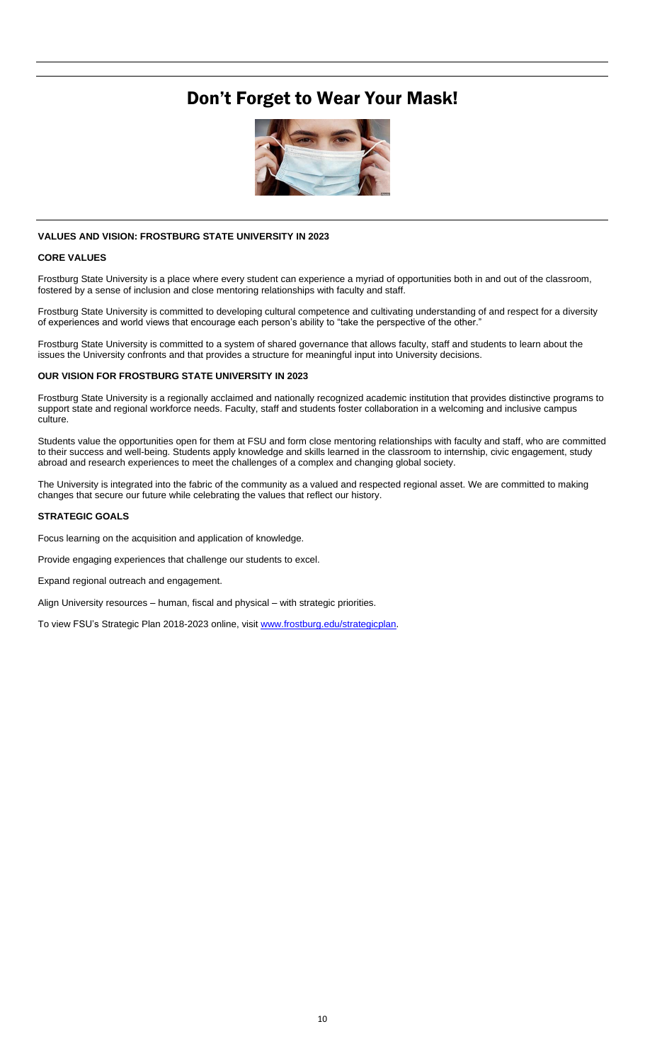# Don't Forget to Wear Your Mask!

**VALUES AND VISION: FROSTBURG STATE UNIVERSITY IN 2023**

**CORE VALUES**

Frostburg State University is a place where every student can experience a myriad of opportunities both in and out of the classroom, fostered by a sense of inclusion and close mentoring relationships with faculty and staff.

Frostburg State University is committed to developing cultural competence and cultivating understanding of and respect for a diversity of experiences and world views that encourage each person's ability to "take the perspective of the other."

Frostburg State University is committed to a system of shared governance that allows faculty, staff and students to learn about the issues the University confronts and that provides a structure for meaningful input into University decisions.

**OUR VISION FOR FROSTBURG STATE UNIVERSITY IN 2023**

Frostburg State University is a regionally acclaimed and nationally recognized academic institution that provides distinctive programs to support state and regional workforce needs. Faculty, staff and students foster collaboration in a welcoming and inclusive campus culture.

Students value the opportunities open for them at FSU and form close mentoring relationships with faculty and staff, who are committed to their success and well-being. Students apply knowledge and skills learned in the classroom to internship, civic engagement, study abroad and research experiences to meet the challenges of a complex and changing global society.

The University is integrated into the fabric of the community as a valued and respected regional asset. We are committed to making changes that secure our future while celebrating the values that reflect our history.

**STRATEGIC GOALS**

Focus learning on the acquisition and application of knowledge.

Provide engaging experiences that challenge our students to excel.

Expand regional outreach and engagement.

Align University resources – human, fiscal and physical – with strategic priorities.

To view FSU's Strategic Plan 2018-2023 online, visit www.frostburg.edu/strategicplan.